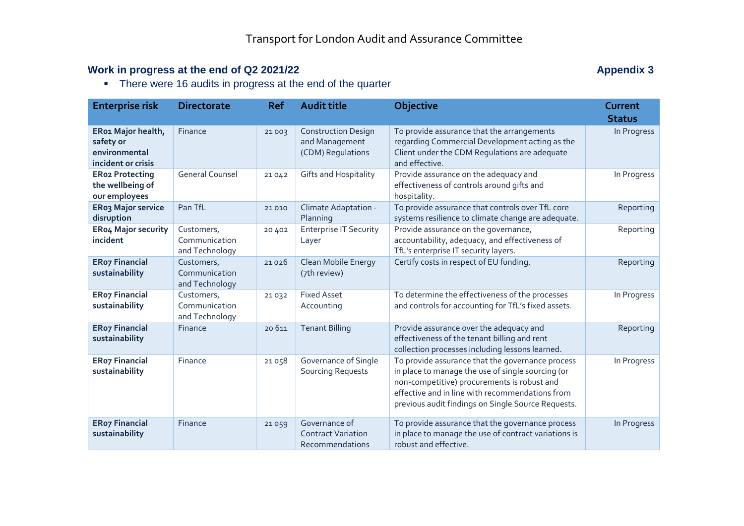# Transport for London Audit and Assurance Committee

## Work in progress at the end of Q2 2021/22

**Appendix 3**

- There were 16 audits in progress at the end of the quarter

| Enterprise risk | Directorate | Ref | Audit title | Objective | Current Status |
|---|---|---|---|---|---|
| **ER01 Major health, safety or environmental incident or crisis** | Finance | 21 003 | Construction Design and Management (CDM) Regulations | To provide assurance that the arrangements regarding Commercial Development acting as the Client under the CDM Regulations are adequate and effective. | In Progress |
| **ER02 Protecting the wellbeing of our employees** | General Counsel | 21 042 | Gifts and Hospitality | Provide assurance on the adequacy and effectiveness of controls around gifts and hospitality. | In Progress |
| **ER03 Major service disruption** | Pan TfL | 21 010 | Climate Adaptation - Planning | To provide assurance that controls over TfL core systems resilience to climate change are adequate. | Reporting |
| **ER04 Major security incident** | Customers, Communication and Technology | 20 402 | Enterprise IT Security Layer | Provide assurance on the governance, accountability, adequacy, and effectiveness of TfL's enterprise IT security layers. | Reporting |
| **ER07 Financial sustainability** | Customers, Communication and Technology | 21 026 | Clean Mobile Energy (7th review) | Certify costs in respect of EU funding. | Reporting |
| **ER07 Financial sustainability** | Customers, Communication and Technology | 21 032 | Fixed Asset Accounting | To determine the effectiveness of the processes and controls for accounting for TfL's fixed assets. | In Progress |
| **ER07 Financial sustainability** | Finance | 20 611 | Tenant Billing | Provide assurance over the adequacy and effectiveness of the tenant billing and rent collection processes including lessons learned. | Reporting |
| **ER07 Financial sustainability** | Finance | 21 058 | Governance of Single Sourcing Requests | To provide assurance that the governance process in place to manage the use of single sourcing (or non-competitive) procurements is robust and effective and in line with recommendations from previous audit findings on Single Source Requests. | In Progress |
| **ER07 Financial sustainability** | Finance | 21 059 | Governance of Contract Variation Recommendations | To provide assurance that the governance process in place to manage the use of contract variations is robust and effective. | In Progress |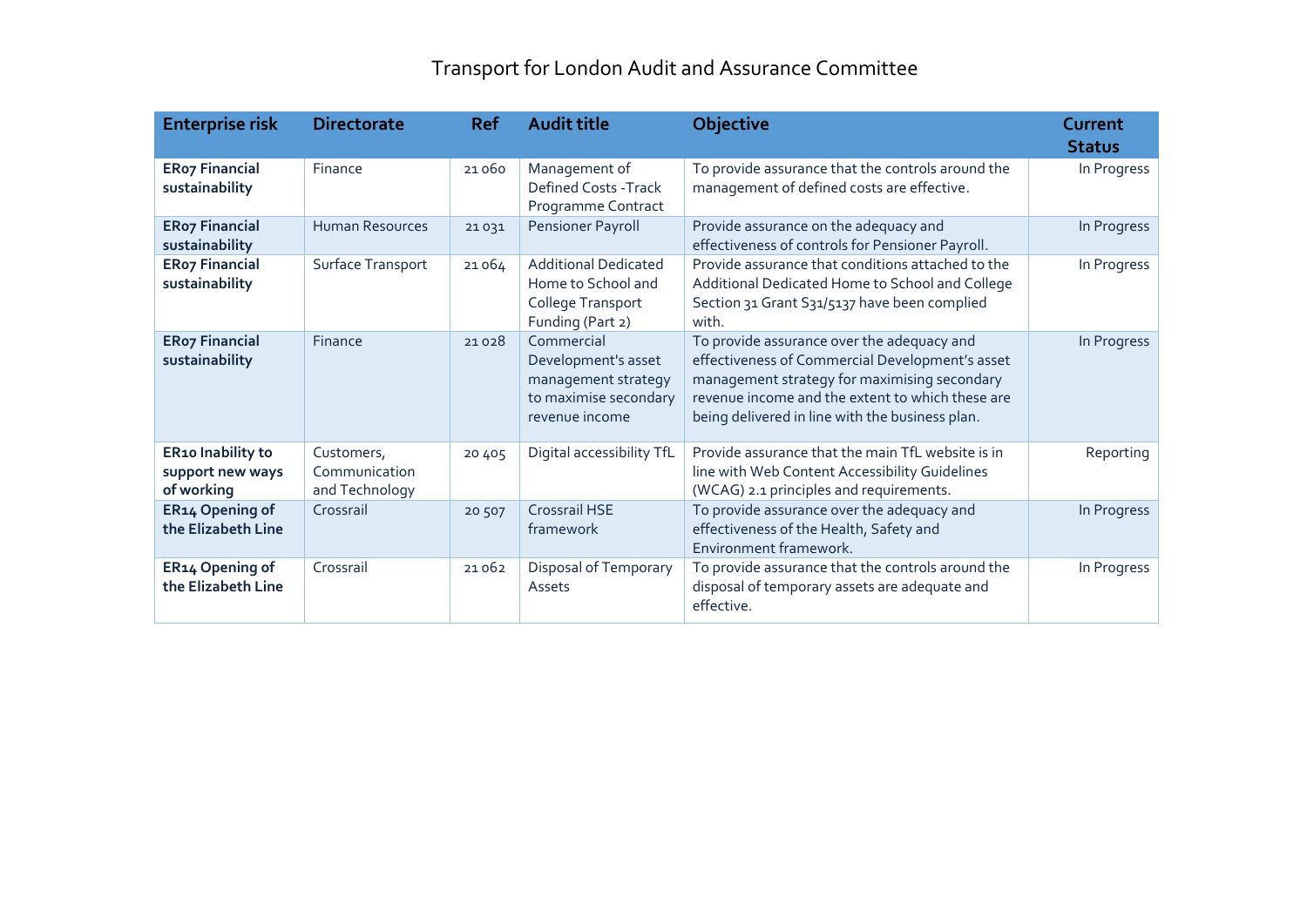# Transport for London Audit and Assurance Committee

| Enterprise risk | Directorate | Ref | Audit title | Objective | Current Status |
|---|---|---|---|---|---|
| **ER07 Financial sustainability** | Finance | 21 060 | Management of Defined Costs -Track Programme Contract | To provide assurance that the controls around the management of defined costs are effective. | In Progress |
| **ER07 Financial sustainability** | Human Resources | 21 031 | Pensioner Payroll | Provide assurance on the adequacy and effectiveness of controls for Pensioner Payroll. | In Progress |
| **ER07 Financial sustainability** | Surface Transport | 21 064 | Additional Dedicated Home to School and College Transport Funding (Part 2) | Provide assurance that conditions attached to the Additional Dedicated Home to School and College Section 31 Grant S31/5137 have been complied with. | In Progress |
| **ER07 Financial sustainability** | Finance | 21 028 | Commercial Development's asset management strategy to maximise secondary revenue income | To provide assurance over the adequacy and effectiveness of Commercial Development's asset management strategy for maximising secondary revenue income and the extent to which these are being delivered in line with the business plan. | In Progress |
| **ER10 Inability to support new ways of working** | Customers, Communication and Technology | 20 405 | Digital accessibility TfL | Provide assurance that the main TfL website is in line with Web Content Accessibility Guidelines (WCAG) 2.1 principles and requirements. | Reporting |
| **ER14 Opening of the Elizabeth Line** | Crossrail | 20 507 | Crossrail HSE framework | To provide assurance over the adequacy and effectiveness of the Health, Safety and Environment framework. | In Progress |
| **ER14 Opening of the Elizabeth Line** | Crossrail | 21 062 | Disposal of Temporary Assets | To provide assurance that the controls around the disposal of temporary assets are adequate and effective. | In Progress |